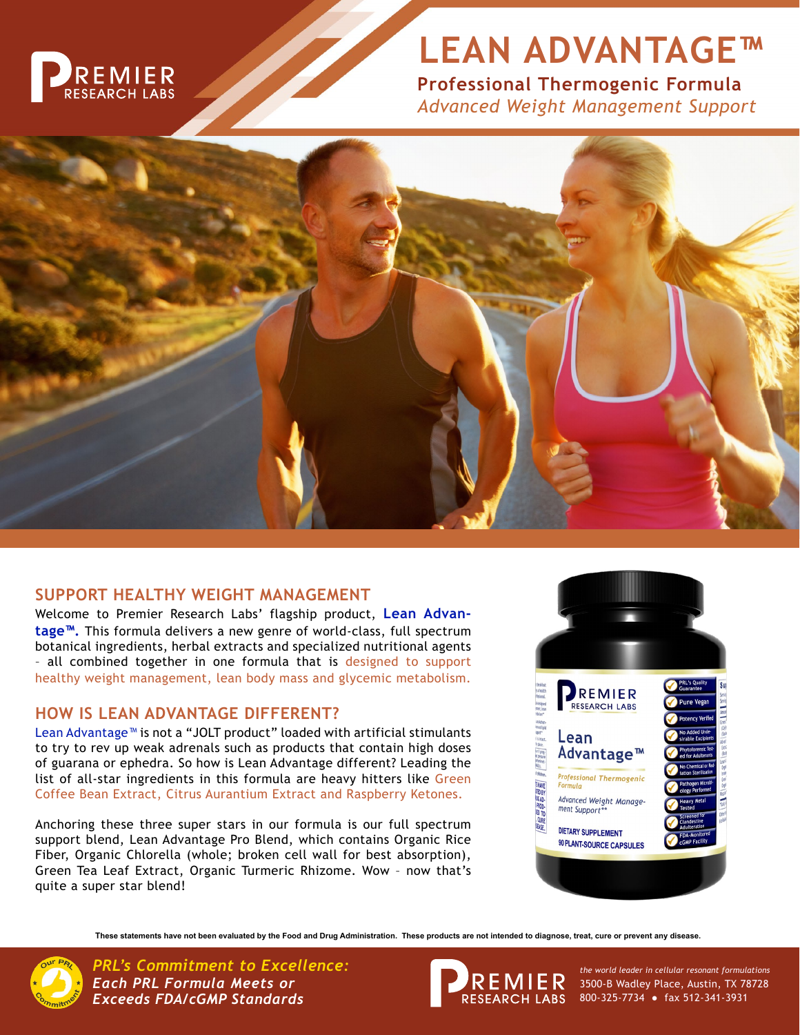# LEAN ADVANTAGE™

**Professional Thermogenic Formula**

*Advanced Weight Management Support*

## SUPPORT HEALTHY WEIGHT MANAGEMENT

Welcome to Premier Research Labs' flagship product, **Lean Advantage™.** This formula delivers a new genre of world-class, full spectrum botanical ingredients, herbal extracts and specialized nutritional agents – all combined together in one formula that is designed to support healthy weight management, lean body mass and glycemic metabolism.

## HOW IS LEAN ADVANTAGE DIFFERENT?

Lean Advantage™ is not a "JOLT product" loaded with artificial stimulants to try to rev up weak adrenals such as products that contain high doses of guarana or ephedra. So how is Lean Advantage different? Leading the list of all-star ingredients in this formula are heavy hitters like Green Coffee Bean Extract, Citrus Aurantium Extract and Raspberry Ketones.

Anchoring these three super stars in our formula is our full spectrum support blend, Lean Advantage Pro Blend, which contains Organic Rice Fiber, Organic Chlorella (whole; broken cell wall for best absorption), Green Tea Leaf Extract, Organic Turmeric Rhizome. Wow – now that's quite a super star blend!

**These statements have not been evaluated by the Food and Drug Administration. These products are not intended to diagnose, treat, cure or prevent any disease.**

***PRL's Commitment to Excellence:***
***Each PRL Formula Meets or Exceeds FDA/cGMP Standards***

PREMIER RESEARCH LABS

*the world leader in cellular resonant formulations*
3500-B Wadley Place, Austin, TX 78728
800-325-7734 • fax 512-341-3931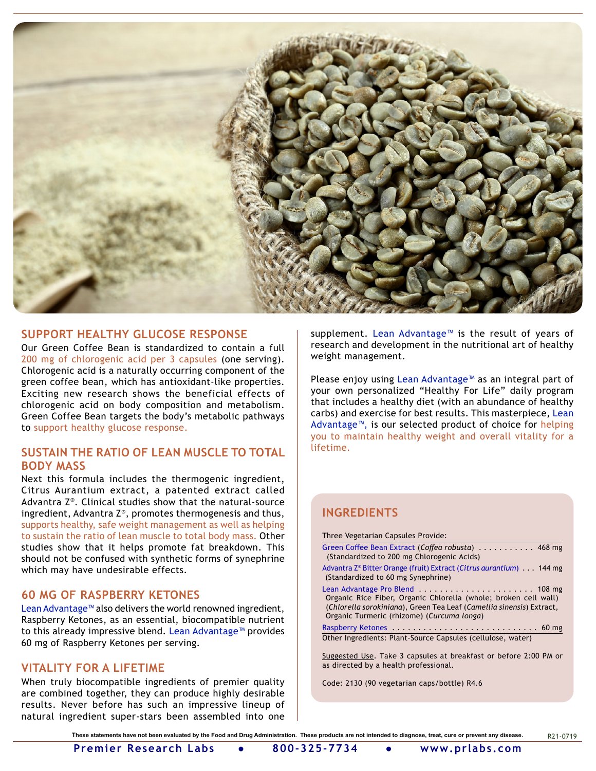## SUPPORT HEALTHY GLUCOSE RESPONSE

Our Green Coffee Bean is standardized to contain a full 200 mg of chlorogenic acid per 3 capsules (one serving). Chlorogenic acid is a naturally occurring component of the green coffee bean, which has antioxidant-like properties. Exciting new research shows the beneficial effects of chlorogenic acid on body composition and metabolism. Green Coffee Bean targets the body's metabolic pathways to support healthy glucose response.

## SUSTAIN THE RATIO OF LEAN MUSCLE TO TOTAL BODY MASS

Next this formula includes the thermogenic ingredient, Citrus Aurantium extract, a patented extract called Advantra Z®. Clinical studies show that the natural-source ingredient, Advantra Z®, promotes thermogenesis and thus, supports healthy, safe weight management as well as helping to sustain the ratio of lean muscle to total body mass. Other studies show that it helps promote fat breakdown. This should not be confused with synthetic forms of synephrine which may have undesirable effects.

## 60 MG OF RASPBERRY KETONES

Lean Advantage™ also delivers the world renowned ingredient, Raspberry Ketones, as an essential, biocompatible nutrient to this already impressive blend. Lean Advantage™ provides 60 mg of Raspberry Ketones per serving.

## VITALITY FOR A LIFETIME

When truly biocompatible ingredients of premier quality are combined together, they can produce highly desirable results. Never before has such an impressive lineup of natural ingredient super-stars been assembled into one supplement. Lean Advantage™ is the result of years of research and development in the nutritional art of healthy weight management.

Please enjoy using Lean Advantage™ as an integral part of your own personalized "Healthy For Life" daily program that includes a healthy diet (with an abundance of healthy carbs) and exercise for best results. This masterpiece, Lean Advantage™, is our selected product of choice for helping you to maintain healthy weight and overall vitality for a lifetime.

## INGREDIENTS

Three Vegetarian Capsules Provide:

| | |
|---|---|
| Green Coffee Bean Extract (*Coffea robusta*) (Standardized to 200 mg Chlorogenic Acids) | 468 mg |
| Advantra Z® Bitter Orange (fruit) Extract (*Citrus aurantium*) (Standardized to 60 mg Synephrine) | 144 mg |
| Lean Advantage Pro Blend: Organic Rice Fiber, Organic Chlorella (whole; broken cell wall) (*Chlorella sorokiniana*), Green Tea Leaf (*Camellia sinensis*) Extract, Organic Turmeric (rhizome) (*Curcuma longa*) | 108 mg |
| Raspberry Ketones | 60 mg |

Other Ingredients: Plant-Source Capsules (cellulose, water)

Suggested Use. Take 3 capsules at breakfast or before 2:00 PM or as directed by a health professional.

Code: 2130 (90 vegetarian caps/bottle) R4.6

These statements have not been evaluated by the Food and Drug Administration. These products are not intended to diagnose, treat, cure or prevent any disease.

R21-0719

Premier Research Labs • 800-325-7734 • www.prlabs.com